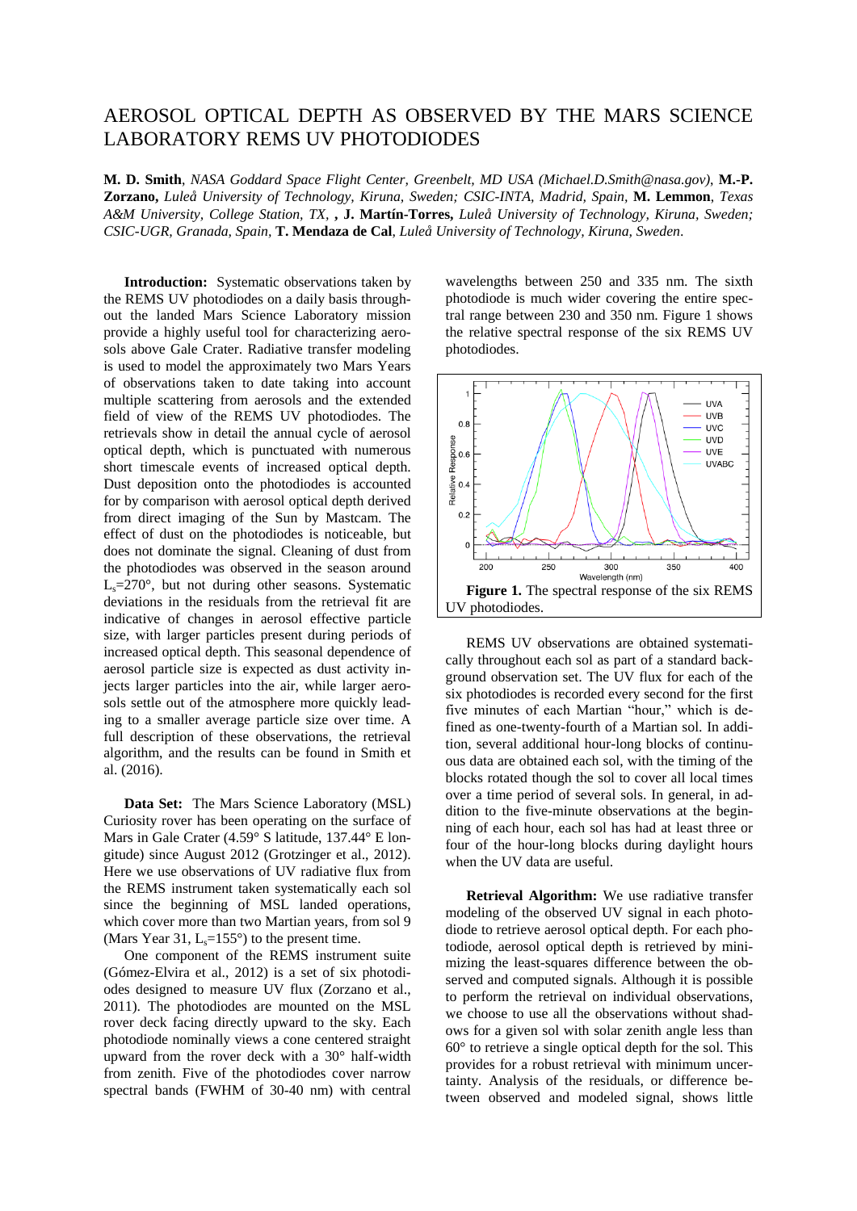# AEROSOL OPTICAL DEPTH AS OBSERVED BY THE MARS SCIENCE LABORATORY REMS UV PHOTODIODES

**M. D. Smith**, *NASA Goddard Space Flight Center, Greenbelt, MD USA (Michael.D.Smith@nasa.gov)*, **M.-P. Zorzano,** *Luleå University of Technology, Kiruna, Sweden; CSIC-INTA, Madrid, Spain*, **M. Lemmon**, *Texas A&M University, College Station, TX*, **, J. Martín-Torres,** *Luleå University of Technology, Kiruna, Sweden; CSIC-UGR, Granada, Spain*, **T. Mendaza de Cal**, *Luleå University of Technology, Kiruna, Sweden*.

**Introduction:** Systematic observations taken by the REMS UV photodiodes on a daily basis throughout the landed Mars Science Laboratory mission provide a highly useful tool for characterizing aerosols above Gale Crater. Radiative transfer modeling is used to model the approximately two Mars Years of observations taken to date taking into account multiple scattering from aerosols and the extended field of view of the REMS UV photodiodes. The retrievals show in detail the annual cycle of aerosol optical depth, which is punctuated with numerous short timescale events of increased optical depth. Dust deposition onto the photodiodes is accounted for by comparison with aerosol optical depth derived from direct imaging of the Sun by Mastcam. The effect of dust on the photodiodes is noticeable, but does not dominate the signal. Cleaning of dust from the photodiodes was observed in the season around $L_s$=270°, but not during other seasons. Systematic deviations in the residuals from the retrieval fit are indicative of changes in aerosol effective particle size, with larger particles present during periods of increased optical depth. This seasonal dependence of aerosol particle size is expected as dust activity injects larger particles into the air, while larger aerosols settle out of the atmosphere more quickly leading to a smaller average particle size over time. A full description of these observations, the retrieval algorithm, and the results can be found in Smith et al. (2016).

**Data Set:** The Mars Science Laboratory (MSL) Curiosity rover has been operating on the surface of Mars in Gale Crater (4.59° S latitude, 137.44° E longitude) since August 2012 (Grotzinger et al., 2012). Here we use observations of UV radiative flux from the REMS instrument taken systematically each sol since the beginning of MSL landed operations, which cover more than two Martian years, from sol 9 (Mars Year 31, $L_s$=155°) to the present time.

One component of the REMS instrument suite (Gómez-Elvira et al., 2012) is a set of six photodiodes designed to measure UV flux (Zorzano et al., 2011). The photodiodes are mounted on the MSL rover deck facing directly upward to the sky. Each photodiode nominally views a cone centered straight upward from the rover deck with a 30° half-width from zenith. Five of the photodiodes cover narrow spectral bands (FWHM of 30-40 nm) with central wavelengths between 250 and 335 nm. The sixth photodiode is much wider covering the entire spectral range between 230 and 350 nm. Figure 1 shows the relative spectral response of the six REMS UV photodiodes.

**Figure 1.** The spectral response of the six REMS UV photodiodes.

REMS UV observations are obtained systematically throughout each sol as part of a standard background observation set. The UV flux for each of the six photodiodes is recorded every second for the first five minutes of each Martian "hour," which is defined as one-twenty-fourth of a Martian sol. In addition, several additional hour-long blocks of continuous data are obtained each sol, with the timing of the blocks rotated though the sol to cover all local times over a time period of several sols. In general, in addition to the five-minute observations at the beginning of each hour, each sol has had at least three or four of the hour-long blocks during daylight hours when the UV data are useful.

**Retrieval Algorithm:** We use radiative transfer modeling of the observed UV signal in each photodiode to retrieve aerosol optical depth. For each photodiode, aerosol optical depth is retrieved by minimizing the least-squares difference between the observed and computed signals. Although it is possible to perform the retrieval on individual observations, we choose to use all the observations without shadows for a given sol with solar zenith angle less than 60° to retrieve a single optical depth for the sol. This provides for a robust retrieval with minimum uncertainty. Analysis of the residuals, or difference between observed and modeled signal, shows little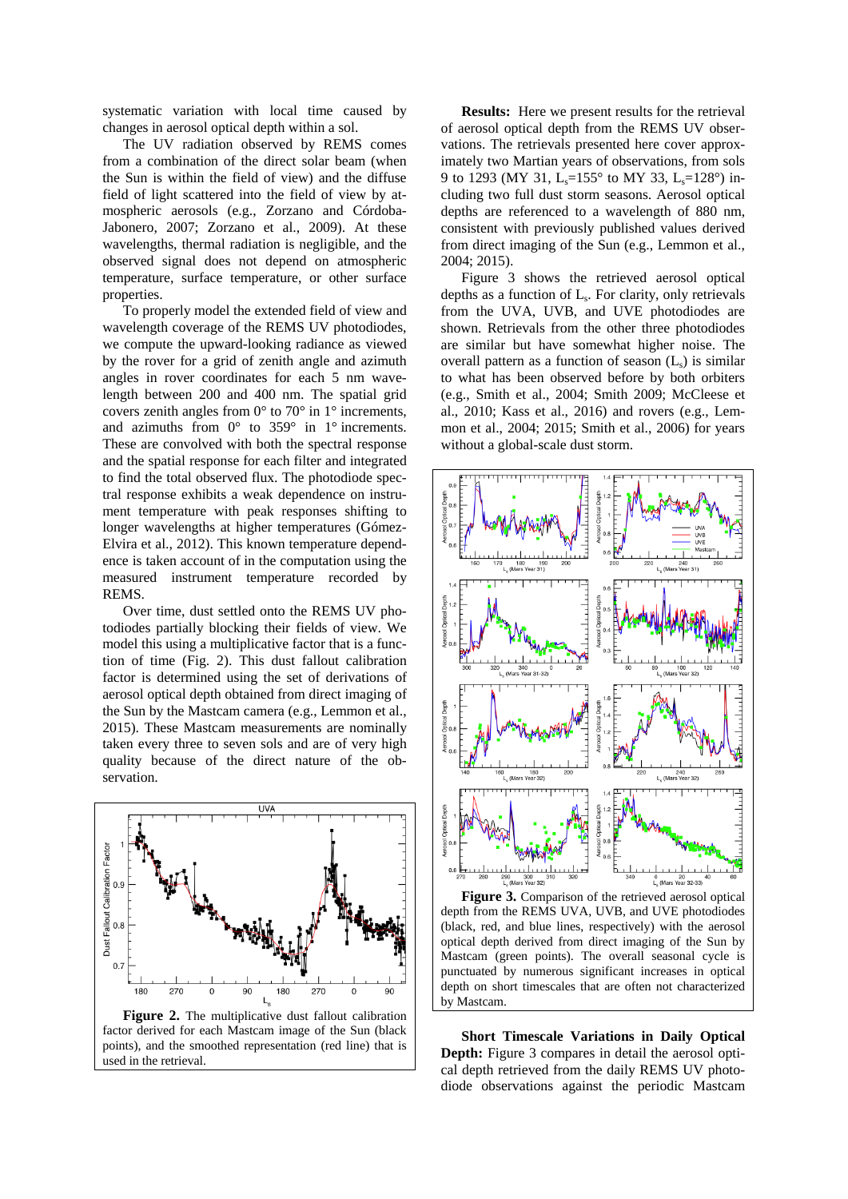systematic variation with local time caused by changes in aerosol optical depth within a sol.

The UV radiation observed by REMS comes from a combination of the direct solar beam (when the Sun is within the field of view) and the diffuse field of light scattered into the field of view by atmospheric aerosols (e.g., Zorzano and Córdoba-Jabonero, 2007; Zorzano et al., 2009). At these wavelengths, thermal radiation is negligible, and the observed signal does not depend on atmospheric temperature, surface temperature, or other surface properties.

To properly model the extended field of view and wavelength coverage of the REMS UV photodiodes, we compute the upward-looking radiance as viewed by the rover for a grid of zenith angle and azimuth angles in rover coordinates for each 5 nm wavelength between 200 and 400 nm. The spatial grid covers zenith angles from 0° to 70° in 1° increments, and azimuths from 0° to 359° in 1° increments. These are convolved with both the spectral response and the spatial response for each filter and integrated to find the total observed flux. The photodiode spectral response exhibits a weak dependence on instrument temperature with peak responses shifting to longer wavelengths at higher temperatures (Gómez-Elvira et al., 2012). This known temperature dependence is taken account of in the computation using the measured instrument temperature recorded by REMS.

Over time, dust settled onto the REMS UV photodiodes partially blocking their fields of view. We model this using a multiplicative factor that is a function of time (Fig. 2). This dust fallout calibration factor is determined using the set of derivations of aerosol optical depth obtained from direct imaging of the Sun by the Mastcam camera (e.g., Lemmon et al., 2015). These Mastcam measurements are nominally taken every three to seven sols and are of very high quality because of the direct nature of the observation.

**Figure 2.** The multiplicative dust fallout calibration factor derived for each Mastcam image of the Sun (black points), and the smoothed representation (red line) that is used in the retrieval.

**Results:** Here we present results for the retrieval of aerosol optical depth from the REMS UV observations. The retrievals presented here cover approximately two Martian years of observations, from sols 9 to 1293 (MY 31, $L_s$=155° to MY 33, $L_s$=128°) including two full dust storm seasons. Aerosol optical depths are referenced to a wavelength of 880 nm, consistent with previously published values derived from direct imaging of the Sun (e.g., Lemmon et al., 2004; 2015).

Figure 3 shows the retrieved aerosol optical depths as a function of $L_s$. For clarity, only retrievals from the UVA, UVB, and UVE photodiodes are shown. Retrievals from the other three photodiodes are similar but have somewhat higher noise. The overall pattern as a function of season ($L_s$) is similar to what has been observed before by both orbiters (e.g., Smith et al., 2004; Smith 2009; McCleese et al., 2010; Kass et al., 2016) and rovers (e.g., Lemmon et al., 2004; 2015; Smith et al., 2006) for years without a global-scale dust storm.

**Figure 3.** Comparison of the retrieved aerosol optical depth from the REMS UVA, UVB, and UVE photodiodes (black, red, and blue lines, respectively) with the aerosol optical depth derived from direct imaging of the Sun by Mastcam (green points). The overall seasonal cycle is punctuated by numerous significant increases in optical depth on short timescales that are often not characterized by Mastcam.

**Short Timescale Variations in Daily Optical Depth:** Figure 3 compares in detail the aerosol optical depth retrieved from the daily REMS UV photodiode observations against the periodic Mastcam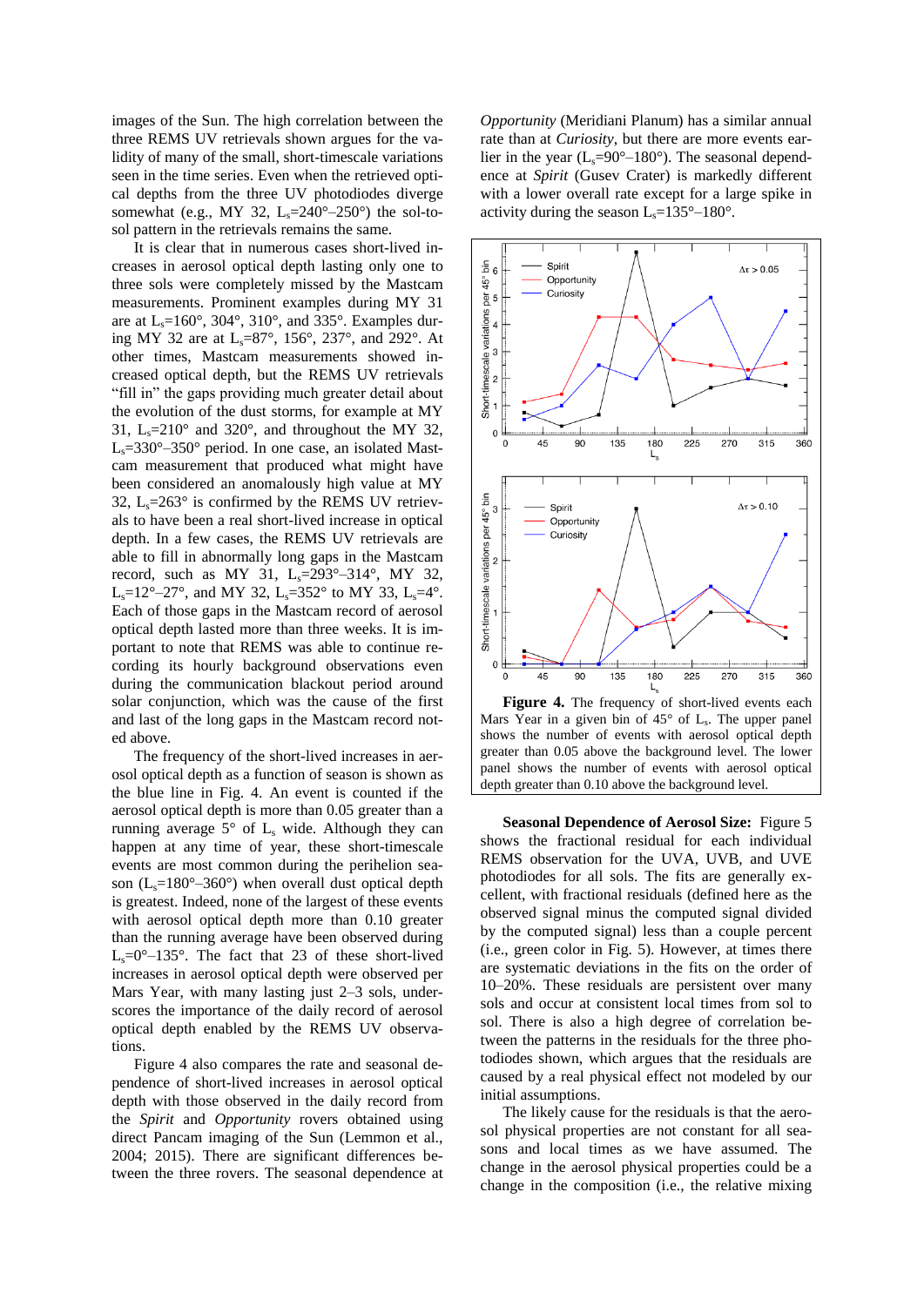images of the Sun. The high correlation between the three REMS UV retrievals shown argues for the validity of many of the small, short-timescale variations seen in the time series. Even when the retrieved optical depths from the three UV photodiodes diverge somewhat (e.g., MY 32, $L_s$=240°–250°) the sol-to-sol pattern in the retrievals remains the same.

It is clear that in numerous cases short-lived increases in aerosol optical depth lasting only one to three sols were completely missed by the Mastcam measurements. Prominent examples during MY 31 are at $L_s$=160°, 304°, 310°, and 335°. Examples during MY 32 are at $L_s$=87°, 156°, 237°, and 292°. At other times, Mastcam measurements showed increased optical depth, but the REMS UV retrievals "fill in" the gaps providing much greater detail about the evolution of the dust storms, for example at MY 31, $L_s$=210° and 320°, and throughout the MY 32, $L_s$=330°–350° period. In one case, an isolated Mastcam measurement that produced what might have been considered an anomalously high value at MY 32, $L_s$=263° is confirmed by the REMS UV retrievals to have been a real short-lived increase in optical depth. In a few cases, the REMS UV retrievals are able to fill in abnormally long gaps in the Mastcam record, such as MY 31, $L_s$=293°–314°, MY 32, $L_s$=12°–27°, and MY 32, $L_s$=352° to MY 33, $L_s$=4°. Each of those gaps in the Mastcam record of aerosol optical depth lasted more than three weeks. It is important to note that REMS was able to continue recording its hourly background observations even during the communication blackout period around solar conjunction, which was the cause of the first and last of the long gaps in the Mastcam record noted above.

The frequency of the short-lived increases in aerosol optical depth as a function of season is shown as the blue line in Fig. 4. An event is counted if the aerosol optical depth is more than 0.05 greater than a running average 5° of $L_s$ wide. Although they can happen at any time of year, these short-timescale events are most common during the perihelion season ($L_s$=180°–360°) when overall dust optical depth is greatest. Indeed, none of the largest of these events with aerosol optical depth more than 0.10 greater than the running average have been observed during $L_s$=0°–135°. The fact that 23 of these short-lived increases in aerosol optical depth were observed per Mars Year, with many lasting just 2–3 sols, underscores the importance of the daily record of aerosol optical depth enabled by the REMS UV observations.

Figure 4 also compares the rate and seasonal dependence of short-lived increases in aerosol optical depth with those observed in the daily record from the *Spirit* and *Opportunity* rovers obtained using direct Pancam imaging of the Sun (Lemmon et al., 2004; 2015). There are significant differences between the three rovers. The seasonal dependence at *Opportunity* (Meridiani Planum) has a similar annual rate than at *Curiosity*, but there are more events earlier in the year ($L_s$=90°–180°). The seasonal dependence at *Spirit* (Gusev Crater) is markedly different with a lower overall rate except for a large spike in activity during the season $L_s$=135°–180°.

**Figure 4.** The frequency of short-lived events each Mars Year in a given bin of 45° of $L_s$. The upper panel shows the number of events with aerosol optical depth greater than 0.05 above the background level. The lower panel shows the number of events with aerosol optical depth greater than 0.10 above the background level.

**Seasonal Dependence of Aerosol Size:** Figure 5 shows the fractional residual for each individual REMS observation for the UVA, UVB, and UVE photodiodes for all sols. The fits are generally excellent, with fractional residuals (defined here as the observed signal minus the computed signal divided by the computed signal) less than a couple percent (i.e., green color in Fig. 5). However, at times there are systematic deviations in the fits on the order of 10–20%. These residuals are persistent over many sols and occur at consistent local times from sol to sol. There is also a high degree of correlation between the patterns in the residuals for the three photodiodes shown, which argues that the residuals are caused by a real physical effect not modeled by our initial assumptions.

The likely cause for the residuals is that the aerosol physical properties are not constant for all seasons and local times as we have assumed. The change in the aerosol physical properties could be a change in the composition (i.e., the relative mixing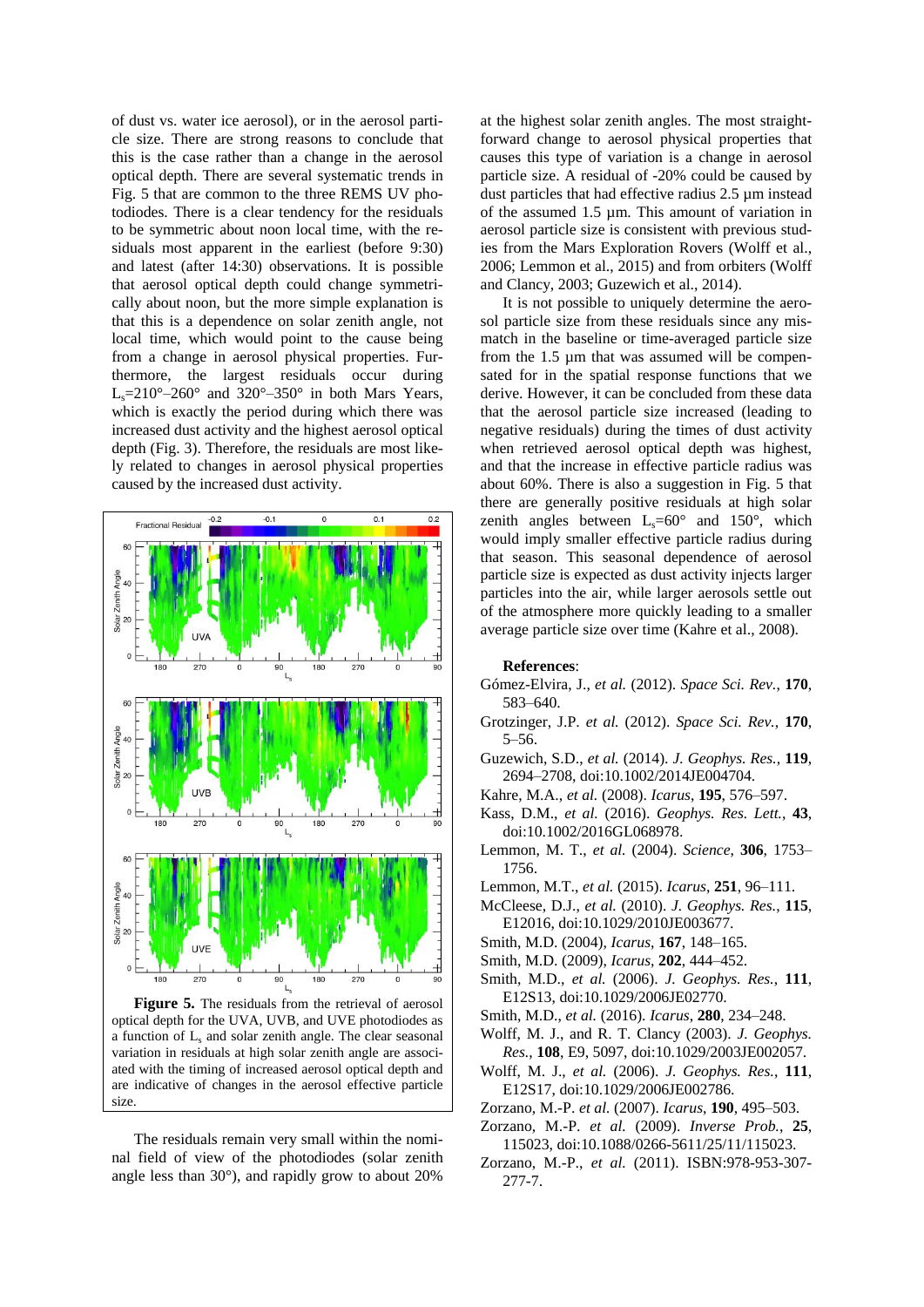of dust vs. water ice aerosol), or in the aerosol particle size. There are strong reasons to conclude that this is the case rather than a change in the aerosol optical depth. There are several systematic trends in Fig. 5 that are common to the three REMS UV photodiodes. There is a clear tendency for the residuals to be symmetric about noon local time, with the residuals most apparent in the earliest (before 9:30) and latest (after 14:30) observations. It is possible that aerosol optical depth could change symmetrically about noon, but the more simple explanation is that this is a dependence on solar zenith angle, not local time, which would point to the cause being from a change in aerosol physical properties. Furthermore, the largest residuals occur during $L_s$=210°–260° and 320°–350° in both Mars Years, which is exactly the period during which there was increased dust activity and the highest aerosol optical depth (Fig. 3). Therefore, the residuals are most likely related to changes in aerosol physical properties caused by the increased dust activity.

Fractional Residual
-0.2
-0.1
0
0.1
0.2

Solar Zenith Angle
60
40
20
0
UVA
180
270
0
90
180
270
0
90
$L_s$

Solar Zenith Angle
60
40
20
0
UVB
180
270
0
90
180
270
0
90
$L_s$

Solar Zenith Angle
60
40
20
0
UVE
180
270
0
90
180
270
0
90
$L_s$

**Figure 5.** The residuals from the retrieval of aerosol optical depth for the UVA, UVB, and UVE photodiodes as a function of $L_s$ and solar zenith angle. The clear seasonal variation in residuals at high solar zenith angle are associated with the timing of increased aerosol optical depth and are indicative of changes in the aerosol effective particle size.

The residuals remain very small within the nominal field of view of the photodiodes (solar zenith angle less than 30°), and rapidly grow to about 20% at the highest solar zenith angles. The most straightforward change to aerosol physical properties that causes this type of variation is a change in aerosol particle size. A residual of -20% could be caused by dust particles that had effective radius 2.5 µm instead of the assumed 1.5 µm. This amount of variation in aerosol particle size is consistent with previous studies from the Mars Exploration Rovers (Wolff et al., 2006; Lemmon et al., 2015) and from orbiters (Wolff and Clancy, 2003; Guzewich et al., 2014).

It is not possible to uniquely determine the aerosol particle size from these residuals since any mismatch in the baseline or time-averaged particle size from the 1.5 µm that was assumed will be compensated for in the spatial response functions that we derive. However, it can be concluded from these data that the aerosol particle size increased (leading to negative residuals) during the times of dust activity when retrieved aerosol optical depth was highest, and that the increase in effective particle radius was about 60%. There is also a suggestion in Fig. 5 that there are generally positive residuals at high solar zenith angles between $L_s$=60° and 150°, which would imply smaller effective particle radius during that season. This seasonal dependence of aerosol particle size is expected as dust activity injects larger particles into the air, while larger aerosols settle out of the atmosphere more quickly leading to a smaller average particle size over time (Kahre et al., 2008).

**References**:

Gómez-Elvira, J., *et al.* (2012). *Space Sci. Rev.*, **170**, 583–640.

Grotzinger, J.P. *et al.* (2012). *Space Sci. Rev.*, **170**, 5–56.

Guzewich, S.D., *et al.* (2014). *J. Geophys. Res.*, **119**, 2694–2708, doi:10.1002/2014JE004704.

Kahre, M.A., *et al.* (2008). *Icarus*, **195**, 576–597.

Kass, D.M., *et al.* (2016). *Geophys. Res. Lett.*, **43**, doi:10.1002/2016GL068978.

Lemmon, M. T., *et al.* (2004). *Science*, **306**, 1753–1756.

Lemmon, M.T., *et al.* (2015). *Icarus*, **251**, 96–111.

McCleese, D.J., *et al.* (2010). *J. Geophys. Res.*, **115**, E12016, doi:10.1029/2010JE003677.

Smith, M.D. (2004), *Icarus*, **167**, 148–165.

Smith, M.D. (2009), *Icarus*, **202**, 444–452.

Smith, M.D., *et al.* (2006). *J. Geophys. Res.*, **111**, E12S13, doi:10.1029/2006JE02770.

Smith, M.D., *et al.* (2016). *Icarus*, **280**, 234–248.

Wolff, M. J., and R. T. Clancy (2003). *J. Geophys. Res.*, **108**, E9, 5097, doi:10.1029/2003JE002057.

Wolff, M. J., *et al.* (2006). *J. Geophys. Res.*, **111**, E12S17, doi:10.1029/2006JE002786.

Zorzano, M.-P. *et al.* (2007). *Icarus*, **190**, 495–503.

Zorzano, M.-P. *et al.* (2009). *Inverse Prob.*, **25**, 115023, doi:10.1088/0266-5611/25/11/115023.

Zorzano, M.-P., *et al.* (2011). ISBN:978-953-307-277-7.